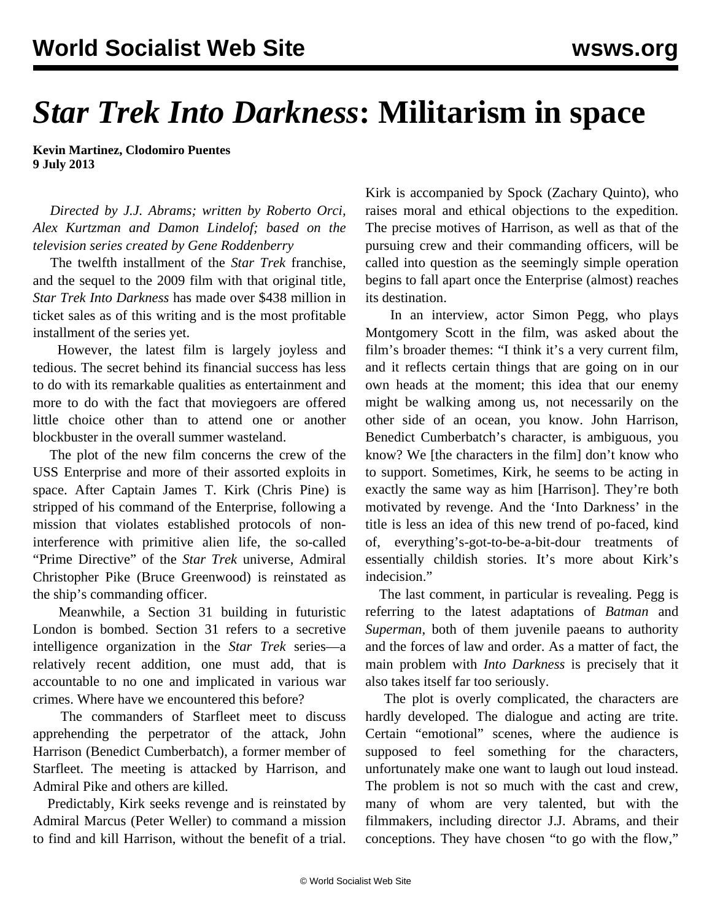# *Star Trek Into Darkness*: Militarism in space

**Kevin Martinez, Clodomiro Puentes**
**9 July 2013**

*Directed by J.J. Abrams; written by Roberto Orci, Alex Kurtzman and Damon Lindelof; based on the television series created by Gene Roddenberry*

The twelfth installment of the *Star Trek* franchise, and the sequel to the 2009 film with that original title, *Star Trek Into Darkness* has made over $438 million in ticket sales as of this writing and is the most profitable installment of the series yet.

However, the latest film is largely joyless and tedious. The secret behind its financial success has less to do with its remarkable qualities as entertainment and more to do with the fact that moviegoers are offered little choice other than to attend one or another blockbuster in the overall summer wasteland.

The plot of the new film concerns the crew of the USS Enterprise and more of their assorted exploits in space. After Captain James T. Kirk (Chris Pine) is stripped of his command of the Enterprise, following a mission that violates established protocols of non-interference with primitive alien life, the so-called "Prime Directive" of the *Star Trek* universe, Admiral Christopher Pike (Bruce Greenwood) is reinstated as the ship's commanding officer.

Meanwhile, a Section 31 building in futuristic London is bombed. Section 31 refers to a secretive intelligence organization in the *Star Trek* series—a relatively recent addition, one must add, that is accountable to no one and implicated in various war crimes. Where have we encountered this before?

The commanders of Starfleet meet to discuss apprehending the perpetrator of the attack, John Harrison (Benedict Cumberbatch), a former member of Starfleet. The meeting is attacked by Harrison, and Admiral Pike and others are killed.

Predictably, Kirk seeks revenge and is reinstated by Admiral Marcus (Peter Weller) to command a mission to find and kill Harrison, without the benefit of a trial. Kirk is accompanied by Spock (Zachary Quinto), who raises moral and ethical objections to the expedition. The precise motives of Harrison, as well as that of the pursuing crew and their commanding officers, will be called into question as the seemingly simple operation begins to fall apart once the Enterprise (almost) reaches its destination.

In an interview, actor Simon Pegg, who plays Montgomery Scott in the film, was asked about the film's broader themes: "I think it's a very current film, and it reflects certain things that are going on in our own heads at the moment; this idea that our enemy might be walking among us, not necessarily on the other side of an ocean, you know. John Harrison, Benedict Cumberbatch's character, is ambiguous, you know? We [the characters in the film] don't know who to support. Sometimes, Kirk, he seems to be acting in exactly the same way as him [Harrison]. They're both motivated by revenge. And the 'Into Darkness' in the title is less an idea of this new trend of po-faced, kind of, everything's-got-to-be-a-bit-dour treatments of essentially childish stories. It's more about Kirk's indecision."

The last comment, in particular is revealing. Pegg is referring to the latest adaptations of *Batman* and *Superman*, both of them juvenile paeans to authority and the forces of law and order. As a matter of fact, the main problem with *Into Darkness* is precisely that it also takes itself far too seriously.

The plot is overly complicated, the characters are hardly developed. The dialogue and acting are trite. Certain "emotional" scenes, where the audience is supposed to feel something for the characters, unfortunately make one want to laugh out loud instead. The problem is not so much with the cast and crew, many of whom are very talented, but with the filmmakers, including director J.J. Abrams, and their conceptions. They have chosen "to go with the flow,"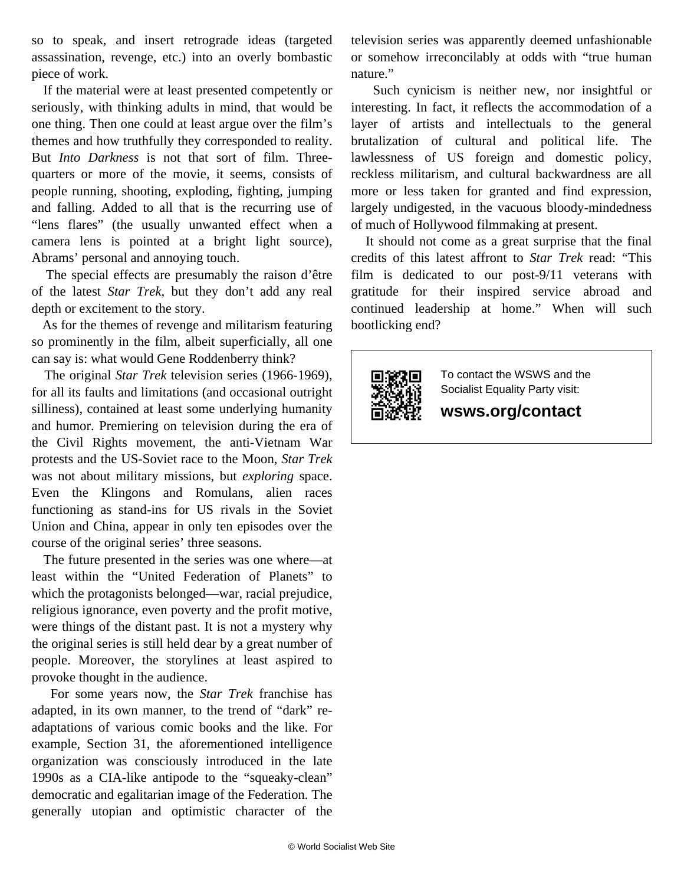so to speak, and insert retrograde ideas (targeted assassination, revenge, etc.) into an overly bombastic piece of work.

If the material were at least presented competently or seriously, with thinking adults in mind, that would be one thing. Then one could at least argue over the film's themes and how truthfully they corresponded to reality. But *Into Darkness* is not that sort of film. Three-quarters or more of the movie, it seems, consists of people running, shooting, exploding, fighting, jumping and falling. Added to all that is the recurring use of "lens flares" (the usually unwanted effect when a camera lens is pointed at a bright light source), Abrams' personal and annoying touch.

The special effects are presumably the raison d'être of the latest *Star Trek*, but they don't add any real depth or excitement to the story.

As for the themes of revenge and militarism featuring so prominently in the film, albeit superficially, all one can say is: what would Gene Roddenberry think?

The original *Star Trek* television series (1966-1969), for all its faults and limitations (and occasional outright silliness), contained at least some underlying humanity and humor. Premiering on television during the era of the Civil Rights movement, the anti-Vietnam War protests and the US-Soviet race to the Moon, *Star Trek* was not about military missions, but *exploring* space. Even the Klingons and Romulans, alien races functioning as stand-ins for US rivals in the Soviet Union and China, appear in only ten episodes over the course of the original series' three seasons.

The future presented in the series was one where—at least within the "United Federation of Planets" to which the protagonists belonged—war, racial prejudice, religious ignorance, even poverty and the profit motive, were things of the distant past. It is not a mystery why the original series is still held dear by a great number of people. Moreover, the storylines at least aspired to provoke thought in the audience.

For some years now, the *Star Trek* franchise has adapted, in its own manner, to the trend of "dark" re-adaptations of various comic books and the like. For example, Section 31, the aforementioned intelligence organization was consciously introduced in the late 1990s as a CIA-like antipode to the "squeaky-clean" democratic and egalitarian image of the Federation. The generally utopian and optimistic character of the television series was apparently deemed unfashionable or somehow irreconcilably at odds with "true human nature."

Such cynicism is neither new, nor insightful or interesting. In fact, it reflects the accommodation of a layer of artists and intellectuals to the general brutalization of cultural and political life. The lawlessness of US foreign and domestic policy, reckless militarism, and cultural backwardness are all more or less taken for granted and find expression, largely undigested, in the vacuous bloody-mindedness of much of Hollywood filmmaking at present.

It should not come as a great surprise that the final credits of this latest affront to *Star Trek* read: "This film is dedicated to our post-9/11 veterans with gratitude for their inspired service abroad and continued leadership at home." When will such bootlicking end?

To contact the WSWS and the Socialist Equality Party visit:

**wsws.org/contact**